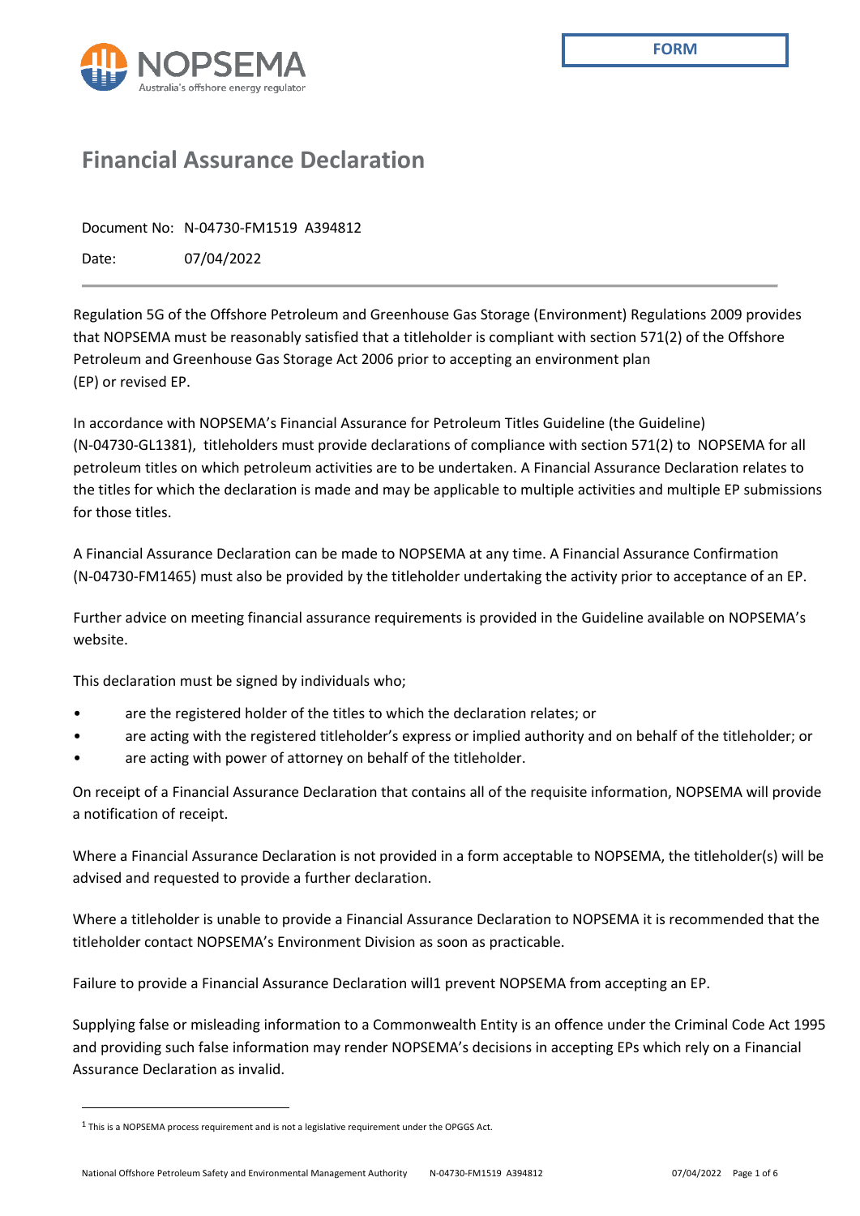FORM

# Financial Assurance Declaration

Document No: N-04730-FM1519 A394812

Date: 07/04/2022

Regulation 5G of the Offshore Petroleum and Greenhouse Gas Storage (Environment) Regulations 2009 provides that NOPSEMA must be reasonably satisfied that a titleholder is compliant with section 571(2) of the Offshore Petroleum and Greenhouse Gas Storage Act 2006 prior to accepting an environment plan (EP) or revised EP.

In accordance with NOPSEMA's Financial Assurance for Petroleum Titles Guideline (the Guideline) (N-04730-GL1381), titleholders must provide declarations of compliance with section 571(2) to NOPSEMA for all petroleum titles on which petroleum activities are to be undertaken. A Financial Assurance Declaration relates to the titles for which the declaration is made and may be applicable to multiple activities and multiple EP submissions for those titles.

A Financial Assurance Declaration can be made to NOPSEMA at any time. A Financial Assurance Confirmation (N-04730-FM1465) must also be provided by the titleholder undertaking the activity prior to acceptance of an EP.

Further advice on meeting financial assurance requirements is provided in the Guideline available on NOPSEMA's website.

This declaration must be signed by individuals who;

- are the registered holder of the titles to which the declaration relates; or
- are acting with the registered titleholder's express or implied authority and on behalf of the titleholder; or
- are acting with power of attorney on behalf of the titleholder.

On receipt of a Financial Assurance Declaration that contains all of the requisite information, NOPSEMA will provide a notification of receipt.

Where a Financial Assurance Declaration is not provided in a form acceptable to NOPSEMA, the titleholder(s) will be advised and requested to provide a further declaration.

Where a titleholder is unable to provide a Financial Assurance Declaration to NOPSEMA it is recommended that the titleholder contact NOPSEMA's Environment Division as soon as practicable.

Failure to provide a Financial Assurance Declaration will[1] prevent NOPSEMA from accepting an EP.

Supplying false or misleading information to a Commonwealth Entity is an offence under the Criminal Code Act 1995 and providing such false information may render NOPSEMA's decisions in accepting EPs which rely on a Financial Assurance Declaration as invalid.

[1] This is a NOPSEMA process requirement and is not a legislative requirement under the OPGGS Act.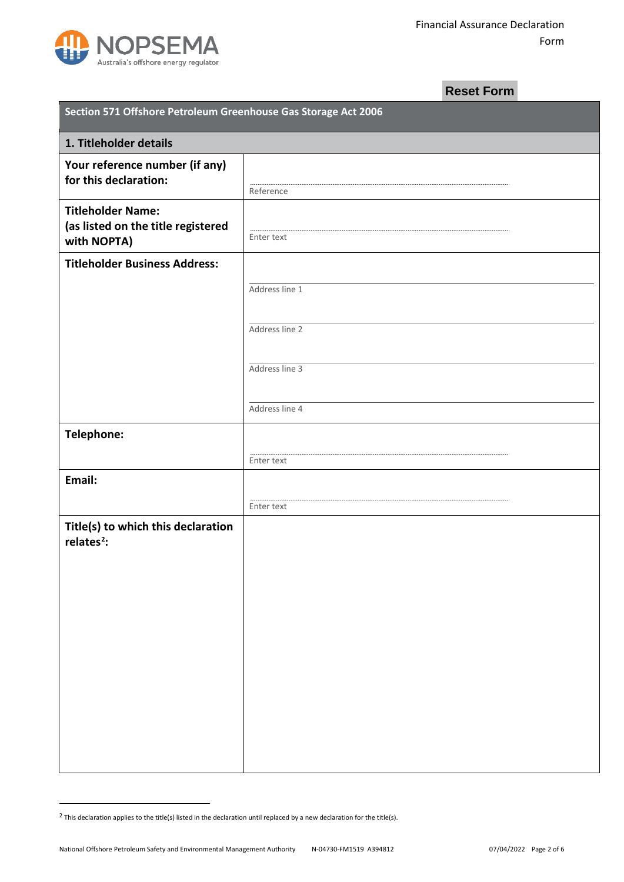Reset Form

| Section 571 Offshore Petroleum Greenhouse Gas Storage Act 2006 | |
|---|---|
| **1. Titleholder details** | |
| **Your reference number (if any) for this declaration:** | Reference |
| **Titleholder Name: (as listed on the title registered with NOPTA)** | Enter text |
| **Titleholder Business Address:** | Address line 1<br>Address line 2<br>Address line 3<br>Address line 4 |
| **Telephone:** | Enter text |
| **Email:** | Enter text |
| **Title(s) to which this declaration relates[2]:** | |

[2] This declaration applies to the title(s) listed in the declaration until replaced by a new declaration for the title(s).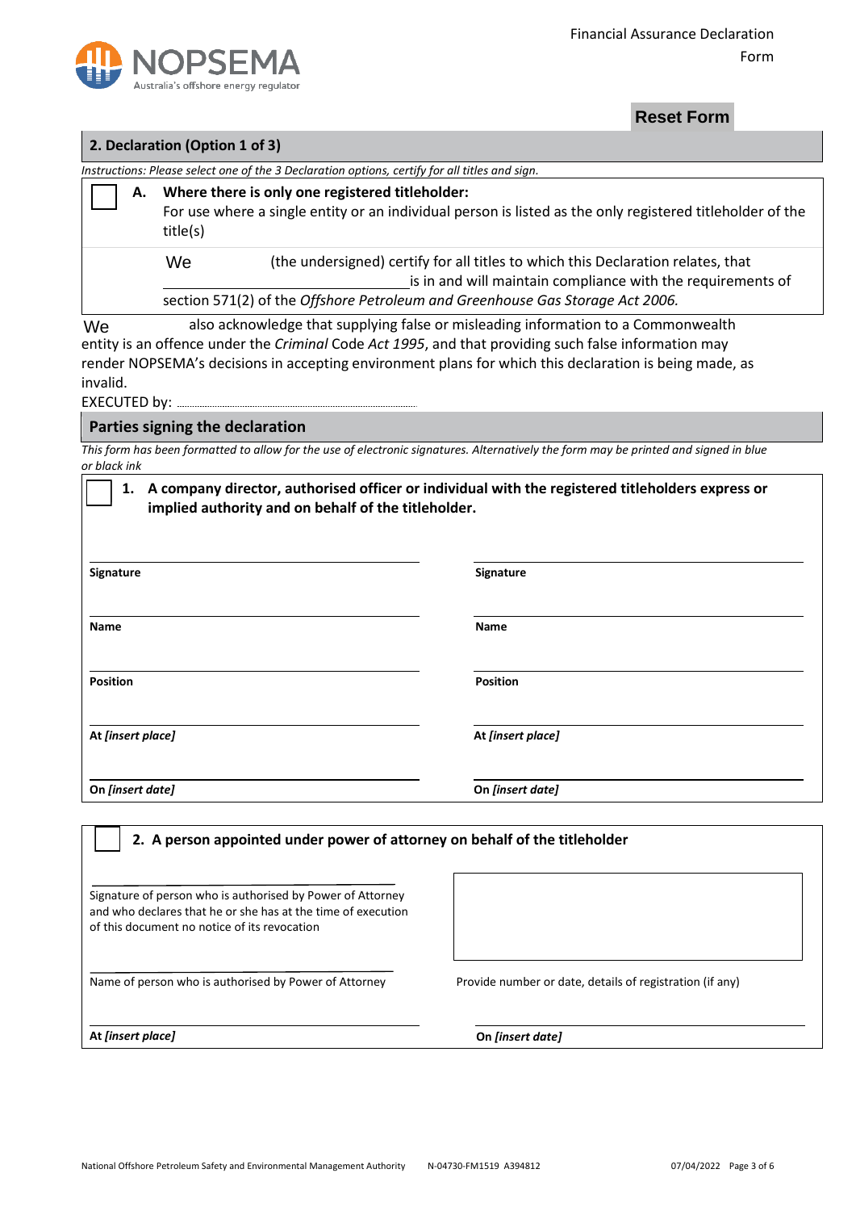Financial Assurance Declaration Form

Reset Form

## 2. Declaration (Option 1 of 3)

*Instructions: Please select one of the 3 Declaration options, certify for all titles and sign.*

☐ **A. Where there is only one registered titleholder:**
For use where a single entity or an individual person is listed as the only registered titleholder of the title(s)

We (the undersigned) certify for all titles to which this Declaration relates, that ____________________ is in and will maintain compliance with the requirements of section 571(2) of the *Offshore Petroleum and Greenhouse Gas Storage Act 2006.*

We also acknowledge that supplying false or misleading information to a Commonwealth entity is an offence under the *Criminal* Code *Act 1995*, and that providing such false information may render NOPSEMA's decisions in accepting environment plans for which this declaration is being made, as invalid.

EXECUTED by: ....................................................................................

## Parties signing the declaration

*This form has been formatted to allow for the use of electronic signatures. Alternatively the form may be printed and signed in blue or black ink*

☐ **1. A company director, authorised officer or individual with the registered titleholders express or implied authority and on behalf of the titleholder.**

| | |
|---|---|
| **Signature** | **Signature** |
| **Name** | **Name** |
| **Position** | **Position** |
| **At *[insert place]*** | **At *[insert place]*** |
| **On *[insert date]*** | **On *[insert date]*** |

☐ **2. A person appointed under power of attorney on behalf of the titleholder**

| | |
|---|---|
| Signature of person who is authorised by Power of Attorney and who declares that he or she has at the time of execution of this document no notice of its revocation | |
| Name of person who is authorised by Power of Attorney | Provide number or date, details of registration (if any) |
| **At *[insert place]*** | **On *[insert date]*** |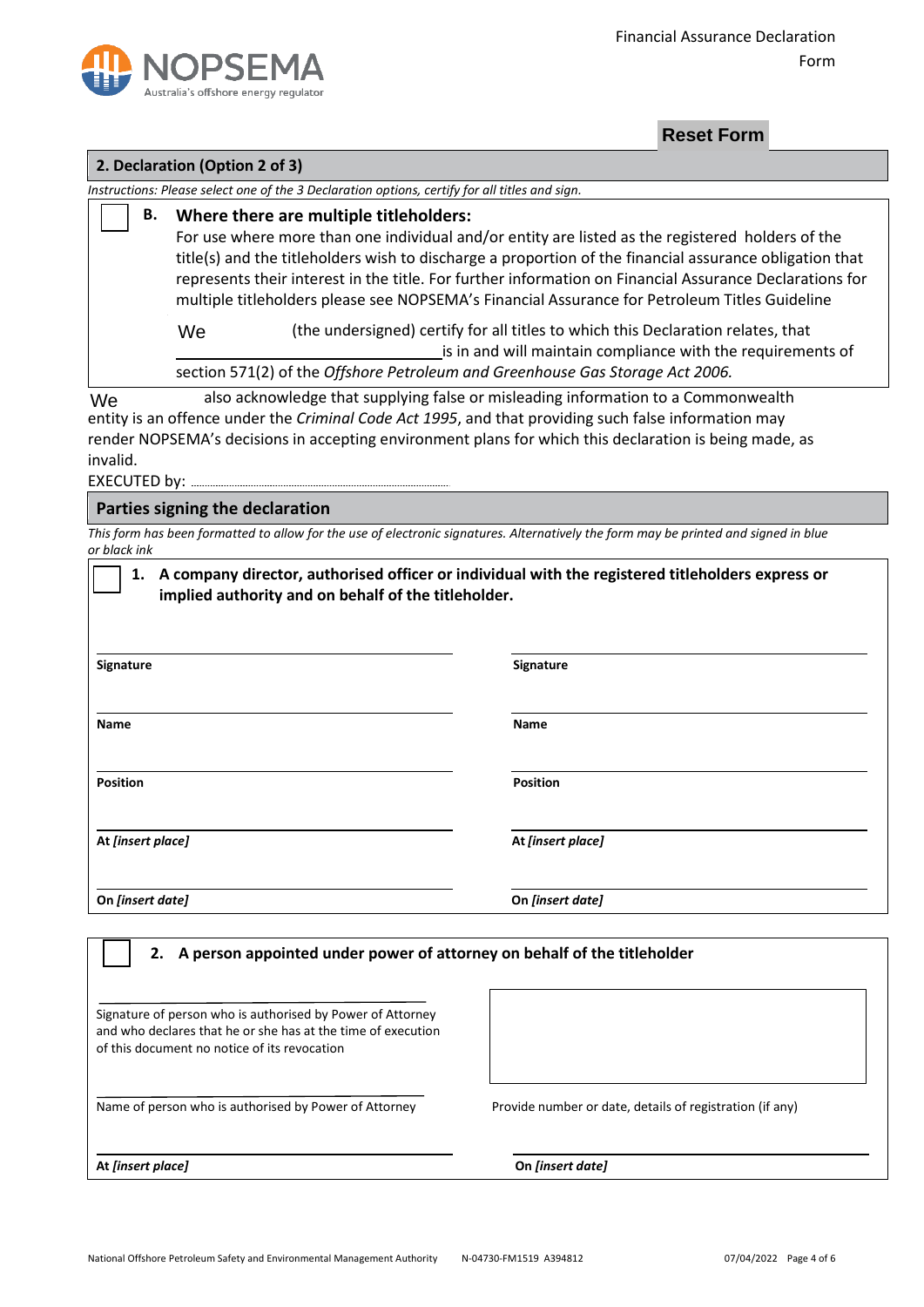Reset Form

## 2. Declaration (Option 2 of 3)

*Instructions: Please select one of the 3 Declaration options, certify for all titles and sign.*

☐ **B. Where there are multiple titleholders:**

For use where more than one individual and/or entity are listed as the registered holders of the title(s) and the titleholders wish to discharge a proportion of the financial assurance obligation that represents their interest in the title. For further information on Financial Assurance Declarations for multiple titleholders please see NOPSEMA's Financial Assurance for Petroleum Titles Guideline

We (the undersigned) certify for all titles to which this Declaration relates, that ______________________ is in and will maintain compliance with the requirements of section 571(2) of the *Offshore Petroleum and Greenhouse Gas Storage Act 2006.*

We also acknowledge that supplying false or misleading information to a Commonwealth entity is an offence under the *Criminal Code Act 1995*, and that providing such false information may render NOPSEMA's decisions in accepting environment plans for which this declaration is being made, as invalid.

EXECUTED by: ..................................................

## Parties signing the declaration

*This form has been formatted to allow for the use of electronic signatures. Alternatively the form may be printed and signed in blue or black ink*

☐ **1. A company director, authorised officer or individual with the registered titleholders express or implied authority and on behalf of the titleholder.**

| | |
|---|---|
| **Signature** | **Signature** |
| **Name** | **Name** |
| **Position** | **Position** |
| **At *[insert place]*** | **At *[insert place]*** |
| **On *[insert date]*** | **On *[insert date]*** |

☐ **2. A person appointed under power of attorney on behalf of the titleholder**

| | |
|---|---|
| Signature of person who is authorised by Power of Attorney and who declares that he or she has at the time of execution of this document no notice of its revocation | |
| Name of person who is authorised by Power of Attorney | Provide number or date, details of registration (if any) |
| **At *[insert place]*** | **On *[insert date]*** |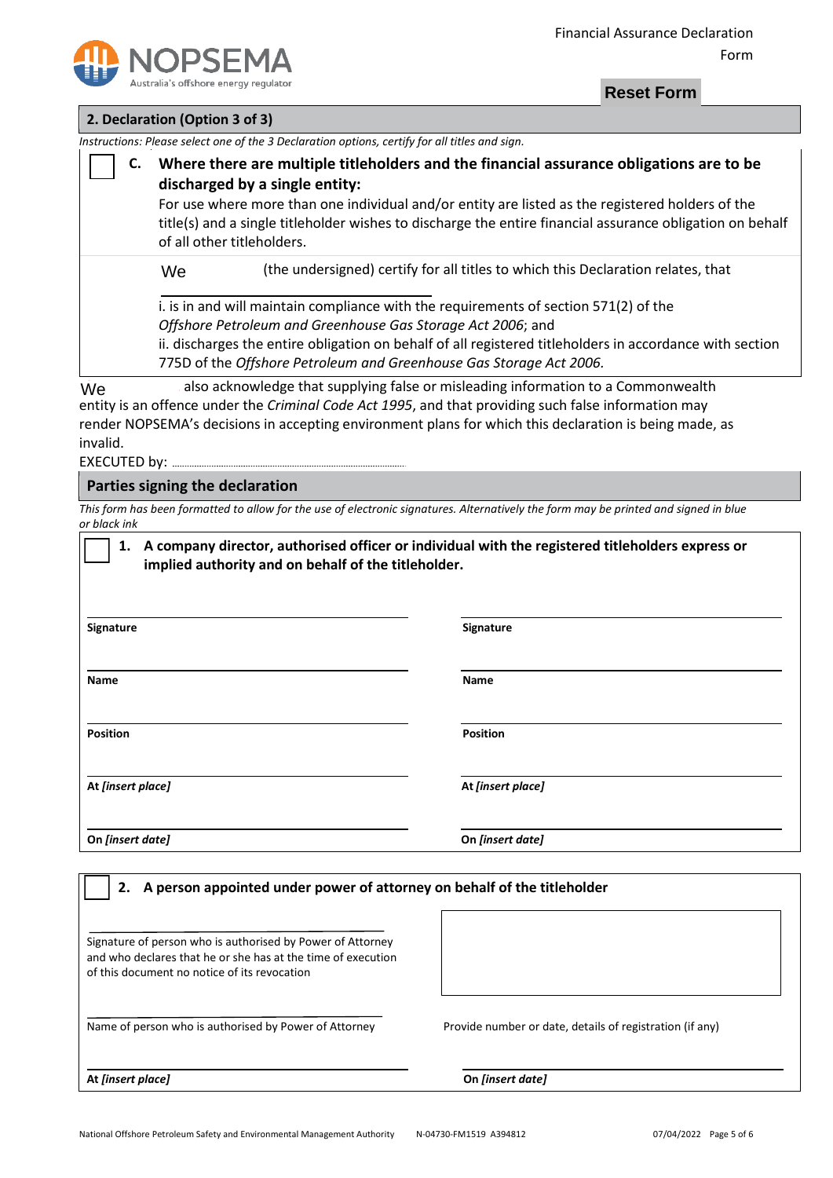## 2. Declaration (Option 3 of 3)

*Instructions: Please select one of the 3 Declaration options, certify for all titles and sign.*

☐ **C. Where there are multiple titleholders and the financial assurance obligations are to be discharged by a single entity:**

For use where more than one individual and/or entity are listed as the registered holders of the title(s) and a single titleholder wishes to discharge the entire financial assurance obligation on behalf of all other titleholders.

We (the undersigned) certify for all titles to which this Declaration relates, that

\_\_\_\_\_\_\_\_\_\_\_\_\_\_\_\_\_\_\_\_

i. is in and will maintain compliance with the requirements of section 571(2) of the *Offshore Petroleum and Greenhouse Gas Storage Act 2006*; and

ii. discharges the entire obligation on behalf of all registered titleholders in accordance with section 775D of the *Offshore Petroleum and Greenhouse Gas Storage Act 2006*.

We also acknowledge that supplying false or misleading information to a Commonwealth entity is an offence under the *Criminal Code Act 1995*, and that providing such false information may render NOPSEMA's decisions in accepting environment plans for which this declaration is being made, as invalid.

EXECUTED by: \_\_\_\_\_\_\_\_\_\_\_\_\_\_\_\_\_\_\_\_

## Parties signing the declaration

*This form has been formatted to allow for the use of electronic signatures. Alternatively the form may be printed and signed in blue or black ink*

☐ **1. A company director, authorised officer or individual with the registered titleholders express or implied authority and on behalf of the titleholder.**

| | |
|---|---|
| **Signature** | **Signature** |
| **Name** | **Name** |
| **Position** | **Position** |
| **At *[insert place]*** | **At *[insert place]*** |
| **On *[insert date]*** | **On *[insert date]*** |

☐ **2. A person appointed under power of attorney on behalf of the titleholder**

| | |
|---|---|
| Signature of person who is authorised by Power of Attorney and who declares that he or she has at the time of execution of this document no notice of its revocation | |
| Name of person who is authorised by Power of Attorney | Provide number or date, details of registration (if any) |
| **At *[insert place]*** | **On *[insert date]*** |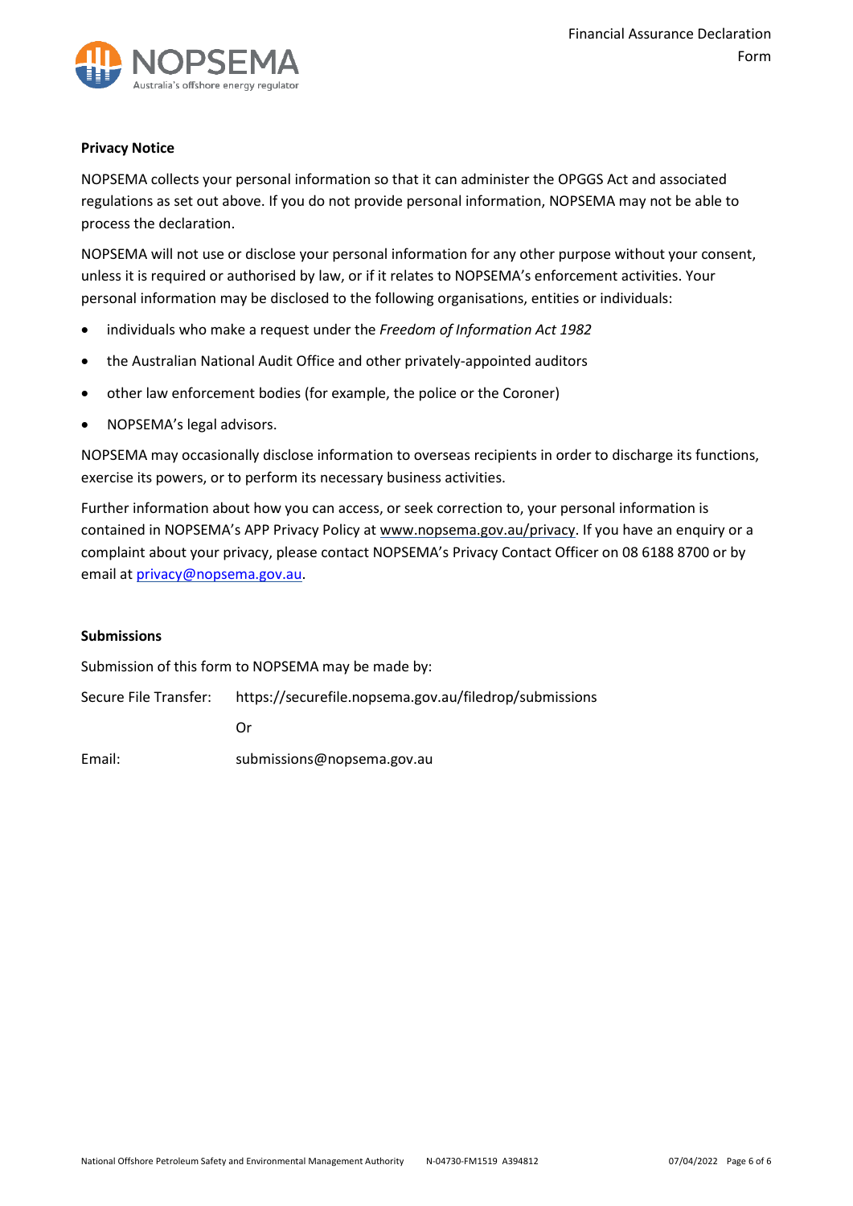**Privacy Notice**

NOPSEMA collects your personal information so that it can administer the OPGGS Act and associated regulations as set out above. If you do not provide personal information, NOPSEMA may not be able to process the declaration.

NOPSEMA will not use or disclose your personal information for any other purpose without your consent, unless it is required or authorised by law, or if it relates to NOPSEMA's enforcement activities. Your personal information may be disclosed to the following organisations, entities or individuals:

- individuals who make a request under the *Freedom of Information Act 1982*
- the Australian National Audit Office and other privately-appointed auditors
- other law enforcement bodies (for example, the police or the Coroner)
- NOPSEMA's legal advisors.

NOPSEMA may occasionally disclose information to overseas recipients in order to discharge its functions, exercise its powers, or to perform its necessary business activities.

Further information about how you can access, or seek correction to, your personal information is contained in NOPSEMA's APP Privacy Policy at www.nopsema.gov.au/privacy. If you have an enquiry or a complaint about your privacy, please contact NOPSEMA's Privacy Contact Officer on 08 6188 8700 or by email at privacy@nopsema.gov.au.

**Submissions**

Submission of this form to NOPSEMA may be made by:

Secure File Transfer: https://securefile.nopsema.gov.au/filedrop/submissions

Or

Email: submissions@nopsema.gov.au